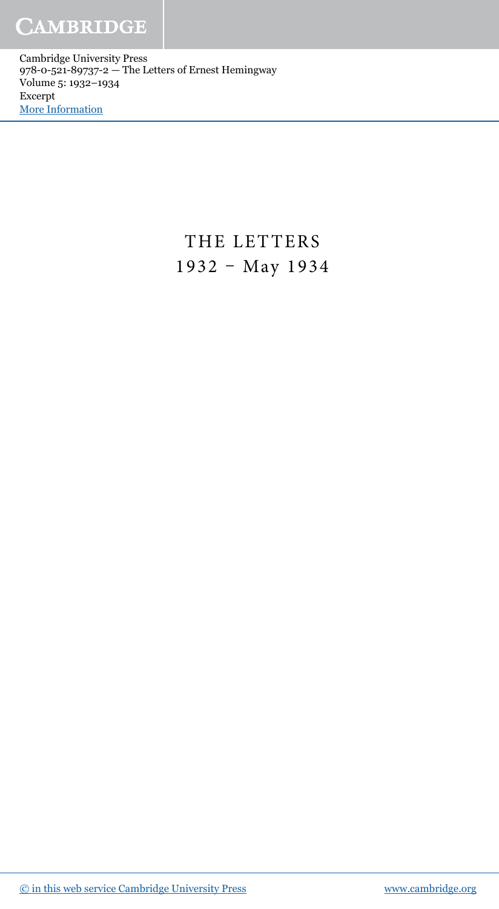# THE LETTERS
## 1932 – May 1934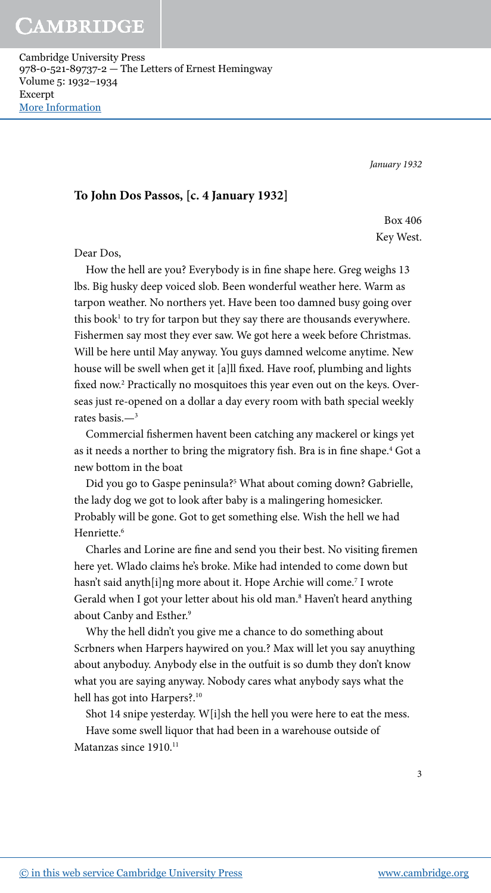## To John Dos Passos, [c. 4 January 1932]

Box 406
Key West.

Dear Dos,

How the hell are you? Everybody is in fine shape here. Greg weighs 13 lbs. Big husky deep voiced slob. Been wonderful weather here. Warm as tarpon weather. No northers yet. Have been too damned busy going over this book[1] to try for tarpon but they say there are thousands everywhere. Fishermen say most they ever saw. We got here a week before Christmas. Will be here until May anyway. You guys damned welcome anytime. New house will be swell when get it [a]ll fixed. Have roof, plumbing and lights fixed now.[2] Practically no mosquitoes this year even out on the keys. Overseas just re-opened on a dollar a day every room with bath special weekly rates basis.—[3]

Commercial fishermen havent been catching any mackerel or kings yet as it needs a norther to bring the migratory fish. Bra is in fine shape.[4] Got a new bottom in the boat

Did you go to Gaspe peninsula?[5] What about coming down? Gabrielle, the lady dog we got to look after baby is a malingering homesicker. Probably will be gone. Got to get something else. Wish the hell we had Henriette.[6]

Charles and Lorine are fine and send you their best. No visiting firemen here yet. Wlado claims he's broke. Mike had intended to come down but hasn't said anyth[i]ng more about it. Hope Archie will come.[7] I wrote Gerald when I got your letter about his old man.[8] Haven't heard anything about Canby and Esther.[9]

Why the hell didn't you give me a chance to do something about Scrbners when Harpers haywired on you.? Max will let you say anuything about anyboduy. Anybody else in the outfit is so dumb they don't know what you are saying anyway. Nobody cares what anybody says what the hell has got into Harpers?.[10]

Shot 14 snipe yesterday. W[i]sh the hell you were here to eat the mess.

Have some swell liquor that had been in a warehouse outside of Matanzas since 1910.[11]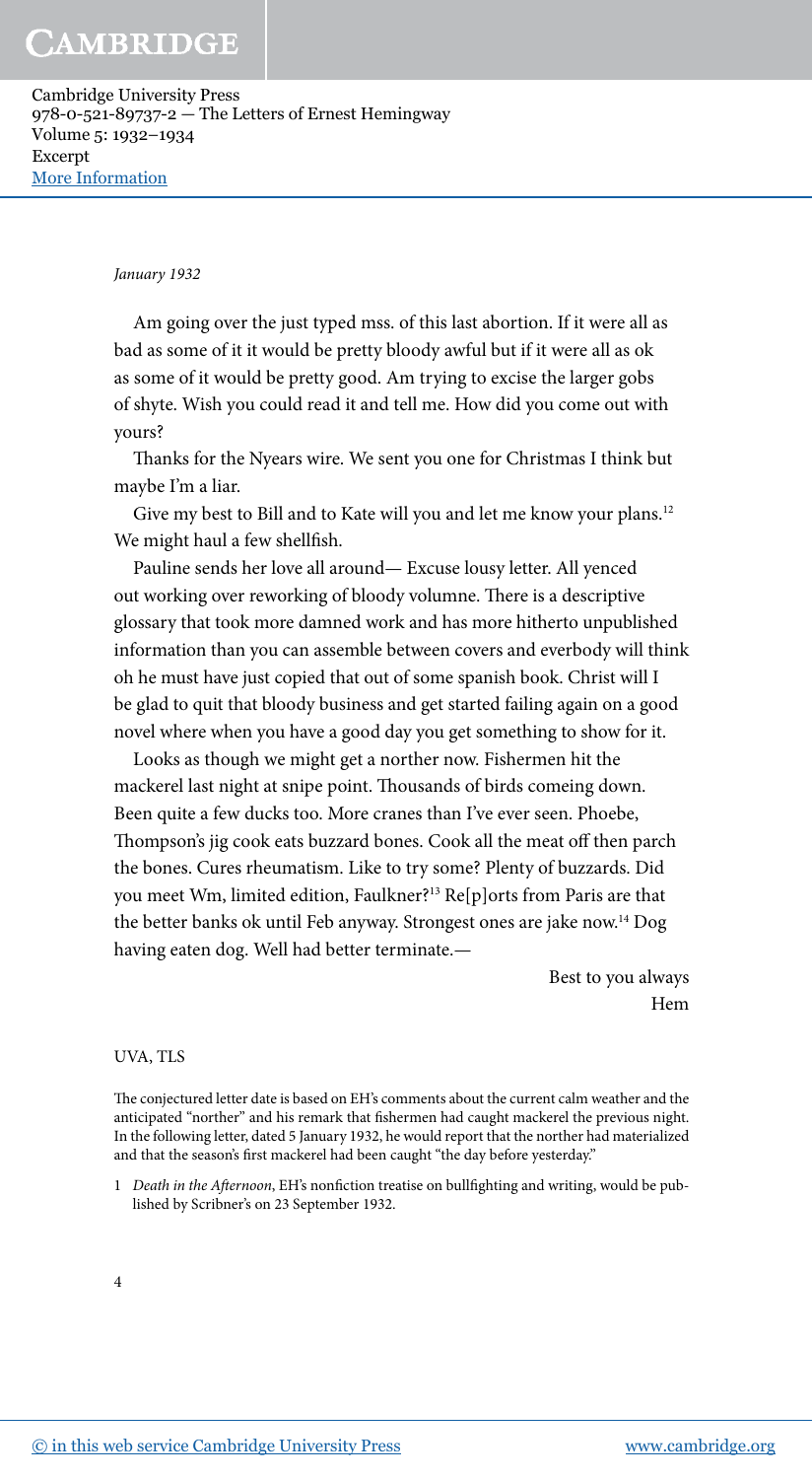*January 1932*

Am going over the just typed mss. of this last abortion. If it were all as bad as some of it it would be pretty bloody awful but if it were all as ok as some of it would be pretty good. Am trying to excise the larger gobs of shyte. Wish you could read it and tell me. How did you come out with yours?

Thanks for the Nyears wire. We sent you one for Christmas I think but maybe I'm a liar.

Give my best to Bill and to Kate will you and let me know your plans.[12] We might haul a few shellfish.

Pauline sends her love all around— Excuse lousy letter. All yenced out working over reworking of bloody volumne. There is a descriptive glossary that took more damned work and has more hitherto unpublished information than you can assemble between covers and everbody will think oh he must have just copied that out of some spanish book. Christ will I be glad to quit that bloody business and get started failing again on a good novel where when you have a good day you get something to show for it.

Looks as though we might get a norther now. Fishermen hit the mackerel last night at snipe point. Thousands of birds comeing down. Been quite a few ducks too. More cranes than I've ever seen. Phoebe, Thompson's jig cook eats buzzard bones. Cook all the meat off then parch the bones. Cures rheumatism. Like to try some? Plenty of buzzards. Did you meet Wm, limited edition, Faulkner?[13] Re[p]orts from Paris are that the better banks ok until Feb anyway. Strongest ones are jake now.[14] Dog having eaten dog. Well had better terminate.—

Best to you always
Hem

UVA, TLS

The conjectured letter date is based on EH's comments about the current calm weather and the anticipated "norther" and his remark that fishermen had caught mackerel the previous night. In the following letter, dated 5 January 1932, he would report that the norther had materialized and that the season's first mackerel had been caught "the day before yesterday."

1 *Death in the Afternoon*, EH's nonfiction treatise on bullfighting and writing, would be published by Scribner's on 23 September 1932.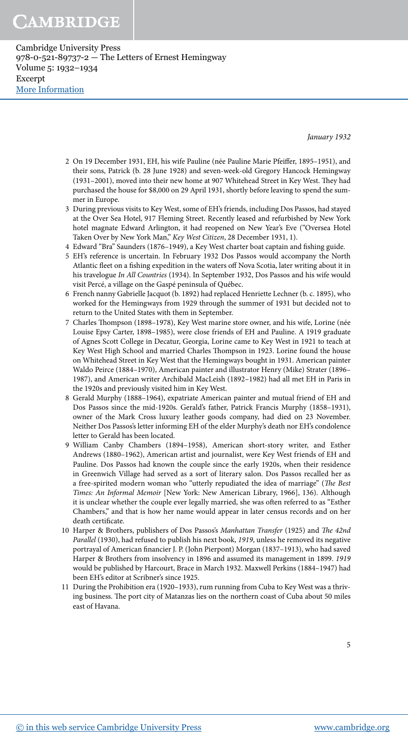2 On 19 December 1931, EH, his wife Pauline (née Pauline Marie Pfeiffer, 1895–1951), and their sons, Patrick (b. 28 June 1928) and seven-week-old Gregory Hancock Hemingway (1931–2001), moved into their new home at 907 Whitehead Street in Key West. They had purchased the house for $8,000 on 29 April 1931, shortly before leaving to spend the summer in Europe.

3 During previous visits to Key West, some of EH's friends, including Dos Passos, had stayed at the Over Sea Hotel, 917 Fleming Street. Recently leased and refurbished by New York hotel magnate Edward Arlington, it had reopened on New Year's Eve ("Oversea Hotel Taken Over by New York Man," *Key West Citizen*, 28 December 1931, 1).

4 Edward "Bra" Saunders (1876–1949), a Key West charter boat captain and fishing guide.

5 EH's reference is uncertain. In February 1932 Dos Passos would accompany the North Atlantic fleet on a fishing expedition in the waters off Nova Scotia, later writing about it in his travelogue *In All Countries* (1934). In September 1932, Dos Passos and his wife would visit Percé, a village on the Gaspé peninsula of Québec.

6 French nanny Gabrielle Jacquot (b. 1892) had replaced Henriette Lechner (b. c. 1895), who worked for the Hemingways from 1929 through the summer of 1931 but decided not to return to the United States with them in September.

7 Charles Thompson (1898–1978), Key West marine store owner, and his wife, Lorine (née Louise Epsy Carter, 1898–1985), were close friends of EH and Pauline. A 1919 graduate of Agnes Scott College in Decatur, Georgia, Lorine came to Key West in 1921 to teach at Key West High School and married Charles Thompson in 1923. Lorine found the house on Whitehead Street in Key West that the Hemingways bought in 1931. American painter Waldo Peirce (1884–1970), American painter and illustrator Henry (Mike) Strater (1896–1987), and American writer Archibald MacLeish (1892–1982) had all met EH in Paris in the 1920s and previously visited him in Key West.

8 Gerald Murphy (1888–1964), expatriate American painter and mutual friend of EH and Dos Passos since the mid-1920s. Gerald's father, Patrick Francis Murphy (1858–1931), owner of the Mark Cross luxury leather goods company, had died on 23 November. Neither Dos Passos's letter informing EH of the elder Murphy's death nor EH's condolence letter to Gerald has been located.

9 William Canby Chambers (1894–1958), American short-story writer, and Esther Andrews (1880–1962), American artist and journalist, were Key West friends of EH and Pauline. Dos Passos had known the couple since the early 1920s, when their residence in Greenwich Village had served as a sort of literary salon. Dos Passos recalled her as a free-spirited modern woman who "utterly repudiated the idea of marriage" (*The Best Times: An Informal Memoir* [New York: New American Library, 1966], 136). Although it is unclear whether the couple ever legally married, she was often referred to as "Esther Chambers," and that is how her name would appear in later census records and on her death certificate.

10 Harper & Brothers, publishers of Dos Passos's *Manhattan Transfer* (1925) and *The 42nd Parallel* (1930), had refused to publish his next book, *1919*, unless he removed its negative portrayal of American financier J. P. (John Pierpont) Morgan (1837–1913), who had saved Harper & Brothers from insolvency in 1896 and assumed its management in 1899. *1919* would be published by Harcourt, Brace in March 1932. Maxwell Perkins (1884–1947) had been EH's editor at Scribner's since 1925.

11 During the Prohibition era (1920–1933), rum running from Cuba to Key West was a thriving business. The port city of Matanzas lies on the northern coast of Cuba about 50 miles east of Havana.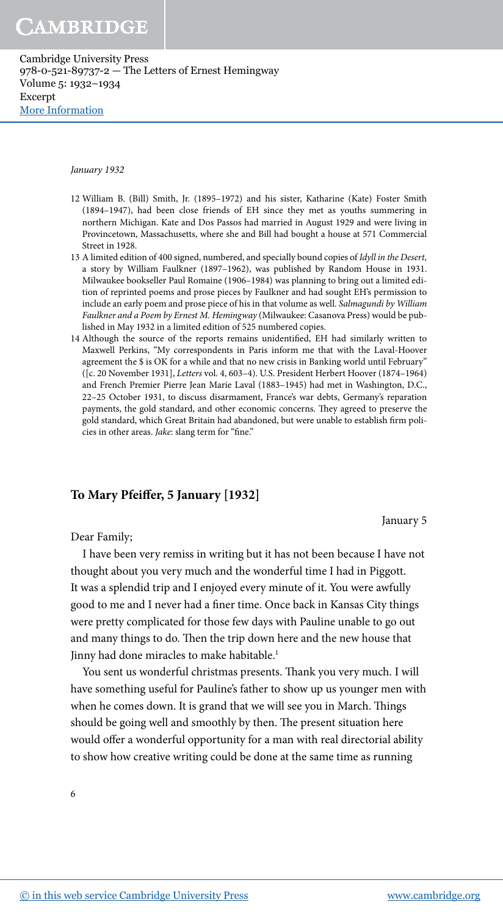*January 1932*

12 William B. (Bill) Smith, Jr. (1895–1972) and his sister, Katharine (Kate) Foster Smith (1894–1947), had been close friends of EH since they met as youths summering in northern Michigan. Kate and Dos Passos had married in August 1929 and were living in Provincetown, Massachusetts, where she and Bill had bought a house at 571 Commercial Street in 1928.

13 A limited edition of 400 signed, numbered, and specially bound copies of *Idyll in the Desert,* a story by William Faulkner (1897–1962), was published by Random House in 1931. Milwaukee bookseller Paul Romaine (1906–1984) was planning to bring out a limited edition of reprinted poems and prose pieces by Faulkner and had sought EH's permission to include an early poem and prose piece of his in that volume as well. *Salmagundi by William Faulkner and a Poem by Ernest M. Hemingway* (Milwaukee: Casanova Press) would be published in May 1932 in a limited edition of 525 numbered copies.

14 Although the source of the reports remains unidentified, EH had similarly written to Maxwell Perkins, "My correspondents in Paris inform me that with the Laval-Hoover agreement the $ is OK for a while and that no new crisis in Banking world until February" ([c. 20 November 1931], *Letters* vol. 4, 603–4). U.S. President Herbert Hoover (1874–1964) and French Premier Pierre Jean Marie Laval (1883–1945) had met in Washington, D.C., 22–25 October 1931, to discuss disarmament, France's war debts, Germany's reparation payments, the gold standard, and other economic concerns. They agreed to preserve the gold standard, which Great Britain had abandoned, but were unable to establish firm policies in other areas. *Jake*: slang term for "fine."

## To Mary Pfeiffer, 5 January [1932]

January 5

Dear Family;

I have been very remiss in writing but it has not been because I have not thought about you very much and the wonderful time I had in Piggott. It was a splendid trip and I enjoyed every minute of it. You were awfully good to me and I never had a finer time. Once back in Kansas City things were pretty complicated for those few days with Pauline unable to go out and many things to do. Then the trip down here and the new house that Jinny had done miracles to make habitable.[1]

You sent us wonderful christmas presents. Thank you very much. I will have something useful for Pauline's father to show up us younger men with when he comes down. It is grand that we will see you in March. Things should be going well and smoothly by then. The present situation here would offer a wonderful opportunity for a man with real directorial ability to show how creative writing could be done at the same time as running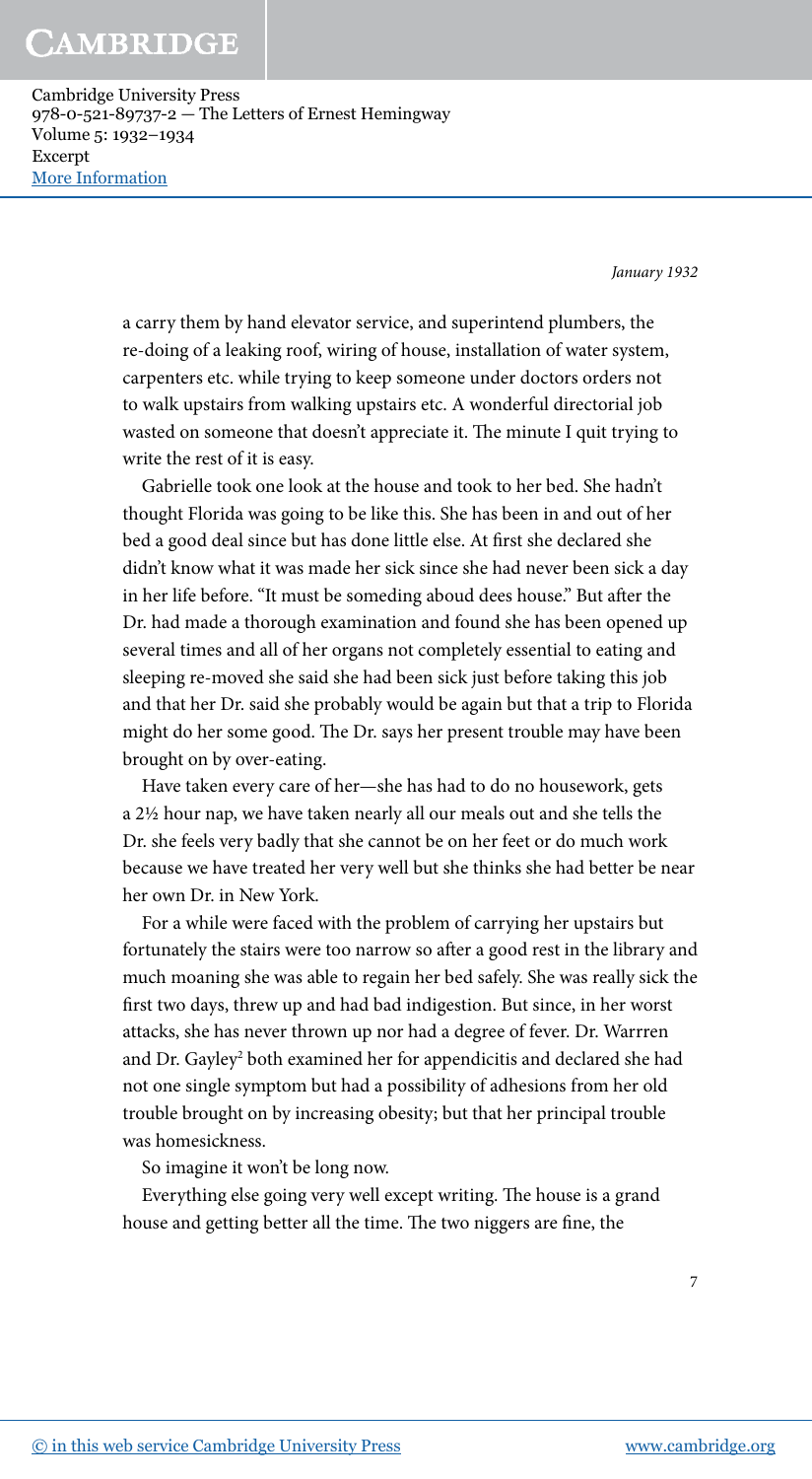a carry them by hand elevator service, and superintend plumbers, the re-doing of a leaking roof, wiring of house, installation of water system, carpenters etc. while trying to keep someone under doctors orders not to walk upstairs from walking upstairs etc. A wonderful directorial job wasted on someone that doesn't appreciate it. The minute I quit trying to write the rest of it is easy.

Gabrielle took one look at the house and took to her bed. She hadn't thought Florida was going to be like this. She has been in and out of her bed a good deal since but has done little else. At first she declared she didn't know what it was made her sick since she had never been sick a day in her life before. "It must be someding aboud dees house." But after the Dr. had made a thorough examination and found she has been opened up several times and all of her organs not completely essential to eating and sleeping re-moved she said she had been sick just before taking this job and that her Dr. said she probably would be again but that a trip to Florida might do her some good. The Dr. says her present trouble may have been brought on by over-eating.

Have taken every care of her—she has had to do no housework, gets a 2½ hour nap, we have taken nearly all our meals out and she tells the Dr. she feels very badly that she cannot be on her feet or do much work because we have treated her very well but she thinks she had better be near her own Dr. in New York.

For a while were faced with the problem of carrying her upstairs but fortunately the stairs were too narrow so after a good rest in the library and much moaning she was able to regain her bed safely. She was really sick the first two days, threw up and had bad indigestion. But since, in her worst attacks, she has never thrown up nor had a degree of fever. Dr. Warrren and Dr. Gayley[2] both examined her for appendicitis and declared she had not one single symptom but had a possibility of adhesions from her old trouble brought on by increasing obesity; but that her principal trouble was homesickness.

So imagine it won't be long now.

Everything else going very well except writing. The house is a grand house and getting better all the time. The two niggers are fine, the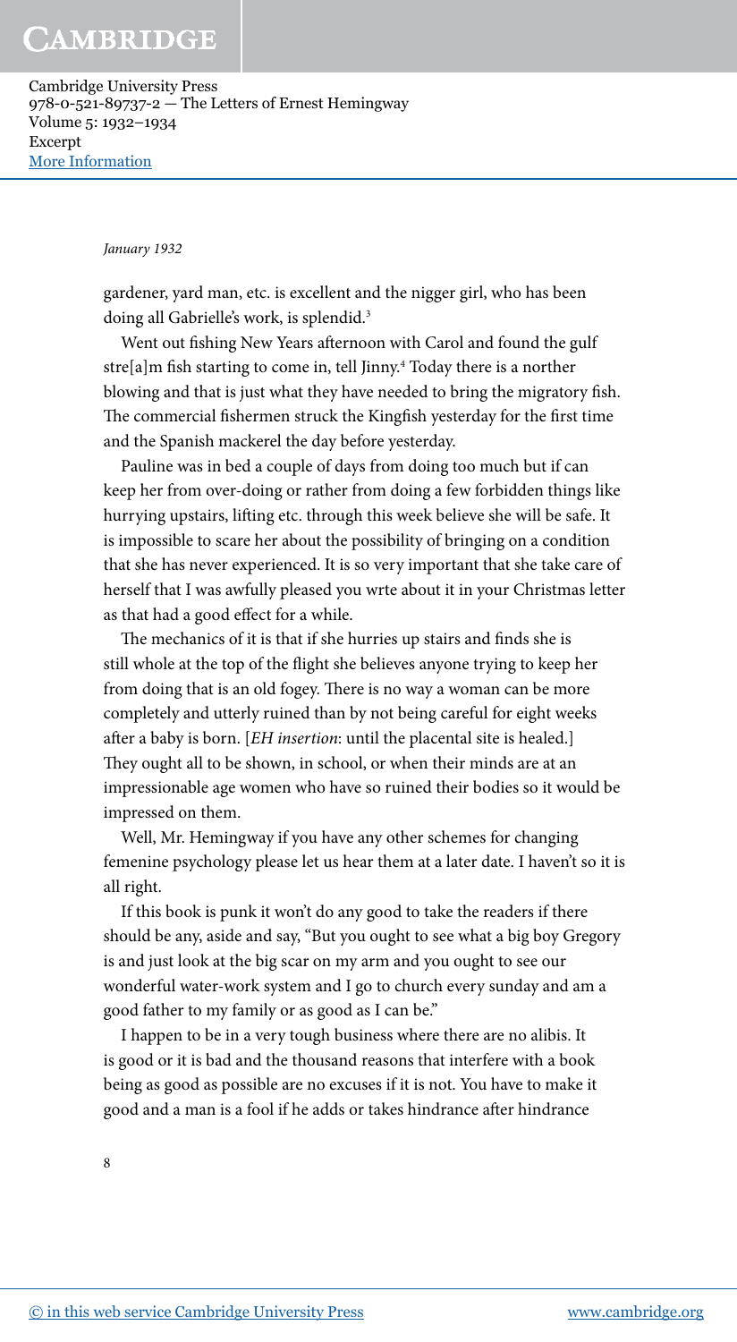gardener, yard man, etc. is excellent and the nigger girl, who has been doing all Gabrielle's work, is splendid.[3]

Went out fishing New Years afternoon with Carol and found the gulf stre[a]m fish starting to come in, tell Jinny.[4] Today there is a norther blowing and that is just what they have needed to bring the migratory fish. The commercial fishermen struck the Kingfish yesterday for the first time and the Spanish mackerel the day before yesterday.

Pauline was in bed a couple of days from doing too much but if can keep her from over-doing or rather from doing a few forbidden things like hurrying upstairs, lifting etc. through this week believe she will be safe. It is impossible to scare her about the possibility of bringing on a condition that she has never experienced. It is so very important that she take care of herself that I was awfully pleased you wrte about it in your Christmas letter as that had a good effect for a while.

The mechanics of it is that if she hurries up stairs and finds she is still whole at the top of the flight she believes anyone trying to keep her from doing that is an old fogey. There is no way a woman can be more completely and utterly ruined than by not being careful for eight weeks after a baby is born. [*EH insertion*: until the placental site is healed.] They ought all to be shown, in school, or when their minds are at an impressionable age women who have so ruined their bodies so it would be impressed on them.

Well, Mr. Hemingway if you have any other schemes for changing femenine psychology please let us hear them at a later date. I haven't so it is all right.

If this book is punk it won't do any good to take the readers if there should be any, aside and say, "But you ought to see what a big boy Gregory is and just look at the big scar on my arm and you ought to see our wonderful water-work system and I go to church every sunday and am a good father to my family or as good as I can be."

I happen to be in a very tough business where there are no alibis. It is good or it is bad and the thousand reasons that interfere with a book being as good as possible are no excuses if it is not. You have to make it good and a man is a fool if he adds or takes hindrance after hindrance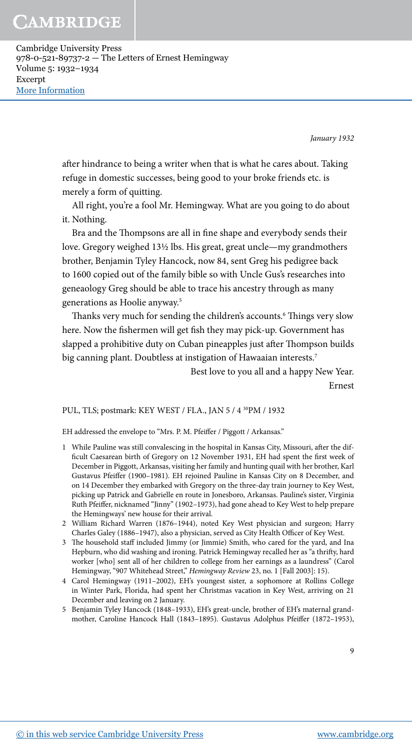after hindrance to being a writer when that is what he cares about. Taking refuge in domestic successes, being good to your broke friends etc. is merely a form of quitting.

All right, you're a fool Mr. Hemingway. What are you going to do about it. Nothing.

Bra and the Thompsons are all in fine shape and everybody sends their love. Gregory weighed 13½ lbs. His great, great uncle—my grandmothers brother, Benjamin Tyley Hancock, now 84, sent Greg his pedigree back to 1600 copied out of the family bible so with Uncle Gus's researches into geneaology Greg should be able to trace his ancestry through as many generations as Hoolie anyway.[5]

Thanks very much for sending the children's accounts.[6] Things very slow here. Now the fishermen will get fish they may pick-up. Government has slapped a prohibitive duty on Cuban pineapples just after Thompson builds big canning plant. Doubtless at instigation of Hawaaian interests.[7]

Best love to you all and a happy New Year.

Ernest

PUL, TLS; postmark: KEY WEST / FLA., JAN 5 / 4 30PM / 1932

EH addressed the envelope to "Mrs. P. M. Pfeiffer / Piggott / Arkansas."

1 While Pauline was still convalescing in the hospital in Kansas City, Missouri, after the difficult Caesarean birth of Gregory on 12 November 1931, EH had spent the first week of December in Piggott, Arkansas, visiting her family and hunting quail with her brother, Karl Gustavus Pfeiffer (1900–1981). EH rejoined Pauline in Kansas City on 8 December, and on 14 December they embarked with Gregory on the three-day train journey to Key West, picking up Patrick and Gabrielle en route in Jonesboro, Arkansas. Pauline's sister, Virginia Ruth Pfeiffer, nicknamed "Jinny" (1902–1973), had gone ahead to Key West to help prepare the Hemingways' new house for their arrival.

2 William Richard Warren (1876–1944), noted Key West physician and surgeon; Harry Charles Galey (1886–1947), also a physician, served as City Health Officer of Key West.

3 The household staff included Jimmy (or Jimmie) Smith, who cared for the yard, and Ina Hepburn, who did washing and ironing. Patrick Hemingway recalled her as "a thrifty, hard worker [who] sent all of her children to college from her earnings as a laundress" (Carol Hemingway, "907 Whitehead Street," *Hemingway Review* 23, no. 1 [Fall 2003]: 15).

4 Carol Hemingway (1911–2002), EH's youngest sister, a sophomore at Rollins College in Winter Park, Florida, had spent her Christmas vacation in Key West, arriving on 21 December and leaving on 2 January.

5 Benjamin Tyley Hancock (1848–1933), EH's great-uncle, brother of EH's maternal grandmother, Caroline Hancock Hall (1843–1895). Gustavus Adolphus Pfeiffer (1872–1953),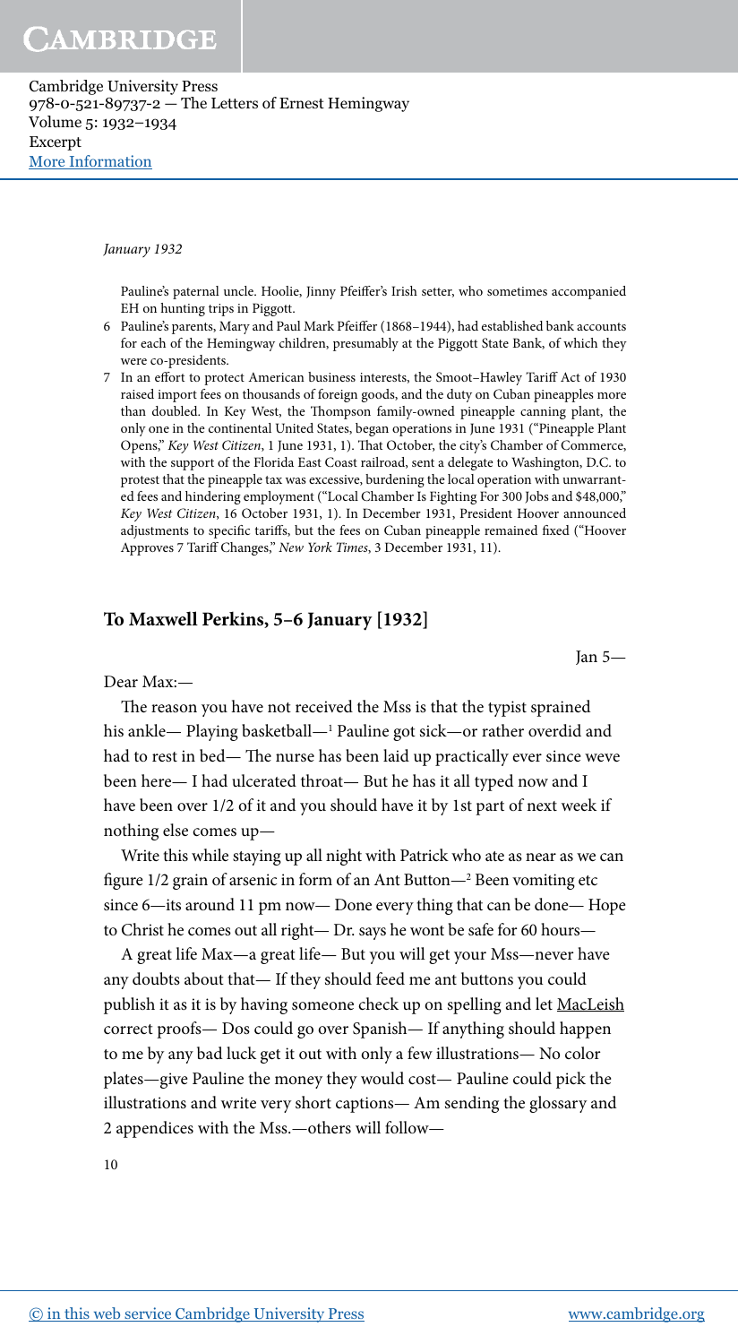Pauline's paternal uncle. Hoolie, Jinny Pfeiffer's Irish setter, who sometimes accompanied EH on hunting trips in Piggott.

6 Pauline's parents, Mary and Paul Mark Pfeiffer (1868–1944), had established bank accounts for each of the Hemingway children, presumably at the Piggott State Bank, of which they were co-presidents.

7 In an effort to protect American business interests, the Smoot–Hawley Tariff Act of 1930 raised import fees on thousands of foreign goods, and the duty on Cuban pineapples more than doubled. In Key West, the Thompson family-owned pineapple canning plant, the only one in the continental United States, began operations in June 1931 ("Pineapple Plant Opens," *Key West Citizen*, 1 June 1931, 1). That October, the city's Chamber of Commerce, with the support of the Florida East Coast railroad, sent a delegate to Washington, D.C. to protest that the pineapple tax was excessive, burdening the local operation with unwarranted fees and hindering employment ("Local Chamber Is Fighting For 300 Jobs and $48,000," *Key West Citizen*, 16 October 1931, 1). In December 1931, President Hoover announced adjustments to specific tariffs, but the fees on Cuban pineapple remained fixed ("Hoover Approves 7 Tariff Changes," *New York Times*, 3 December 1931, 11).

## To Maxwell Perkins, 5–6 January [1932]

Jan 5—

Dear Max:—

The reason you have not received the Mss is that the typist sprained his ankle— Playing basketball—[1] Pauline got sick—or rather overdid and had to rest in bed— The nurse has been laid up practically ever since weve been here— I had ulcerated throat— But he has it all typed now and I have been over 1/2 of it and you should have it by 1st part of next week if nothing else comes up—

Write this while staying up all night with Patrick who ate as near as we can figure 1/2 grain of arsenic in form of an Ant Button—[2] Been vomiting etc since 6—its around 11 pm now— Done every thing that can be done— Hope to Christ he comes out all right— Dr. says he wont be safe for 60 hours—

A great life Max—a great life— But you will get your Mss—never have any doubts about that— If they should feed me ant buttons you could publish it as it is by having someone check up on spelling and let MacLeish correct proofs— Dos could go over Spanish— If anything should happen to me by any bad luck get it out with only a few illustrations— No color plates—give Pauline the money they would cost— Pauline could pick the illustrations and write very short captions— Am sending the glossary and 2 appendices with the Mss.—others will follow—